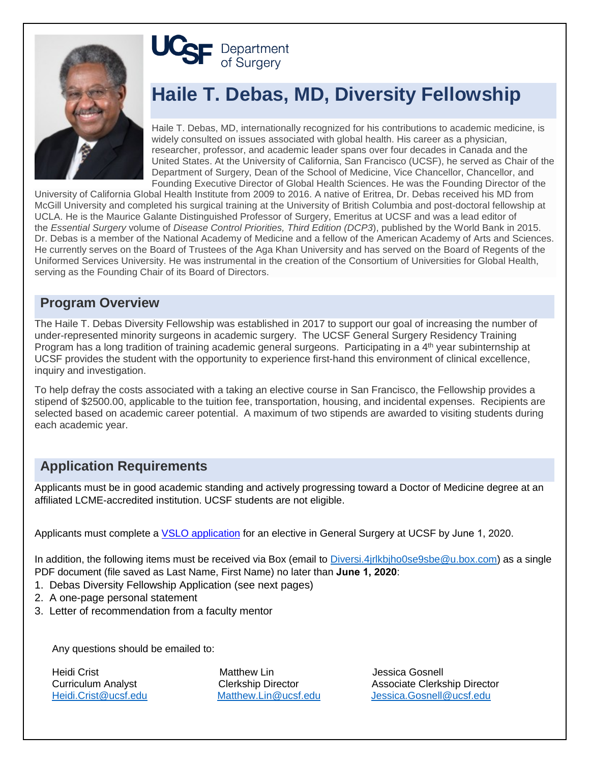UCSF Department of Surgery

# Haile T. Debas, MD, Diversity Fellowship

Haile T. Debas, MD, internationally recognized for his contributions to academic medicine, is widely consulted on issues associated with global health. His career as a physician, researcher, professor, and academic leader spans over four decades in Canada and the United States. At the University of California, San Francisco (UCSF), he served as Chair of the Department of Surgery, Dean of the School of Medicine, Vice Chancellor, Chancellor, and Founding Executive Director of Global Health Sciences. He was the Founding Director of the University of California Global Health Institute from 2009 to 2016. A native of Eritrea, Dr. Debas received his MD from McGill University and completed his surgical training at the University of British Columbia and post-doctoral fellowship at UCLA. He is the Maurice Galante Distinguished Professor of Surgery, Emeritus at UCSF and was a lead editor of the *Essential Surgery* volume of *Disease Control Priorities, Third Edition (DCP3)*, published by the World Bank in 2015. Dr. Debas is a member of the National Academy of Medicine and a fellow of the American Academy of Arts and Sciences. He currently serves on the Board of Trustees of the Aga Khan University and has served on the Board of Regents of the Uniformed Services University. He was instrumental in the creation of the Consortium of Universities for Global Health, serving as the Founding Chair of its Board of Directors.

## Program Overview

The Haile T. Debas Diversity Fellowship was established in 2017 to support our goal of increasing the number of under-represented minority surgeons in academic surgery. The UCSF General Surgery Residency Training Program has a long tradition of training academic general surgeons. Participating in a 4th year subinternship at UCSF provides the student with the opportunity to experience first-hand this environment of clinical excellence, inquiry and investigation.

To help defray the costs associated with a taking an elective course in San Francisco, the Fellowship provides a stipend of $2500.00, applicable to the tuition fee, transportation, housing, and incidental expenses. Recipients are selected based on academic career potential. A maximum of two stipends are awarded to visiting students during each academic year.

## Application Requirements

Applicants must be in good academic standing and actively progressing toward a Doctor of Medicine degree at an affiliated LCME-accredited institution. UCSF students are not eligible.

Applicants must complete a VSLO application for an elective in General Surgery at UCSF by June 1, 2020.

In addition, the following items must be received via Box (email to Diversi.4jrlkbjho0se9sbe@u.box.com) as a single PDF document (file saved as Last Name, First Name) no later than **June 1, 2020**:

1. Debas Diversity Fellowship Application (see next pages)
2. A one-page personal statement
3. Letter of recommendation from a faculty mentor

Any questions should be emailed to:

Heidi Crist
Curriculum Analyst
Heidi.Crist@ucsf.edu

Matthew Lin
Clerkship Director
Matthew.Lin@ucsf.edu

Jessica Gosnell
Associate Clerkship Director
Jessica.Gosnell@ucsf.edu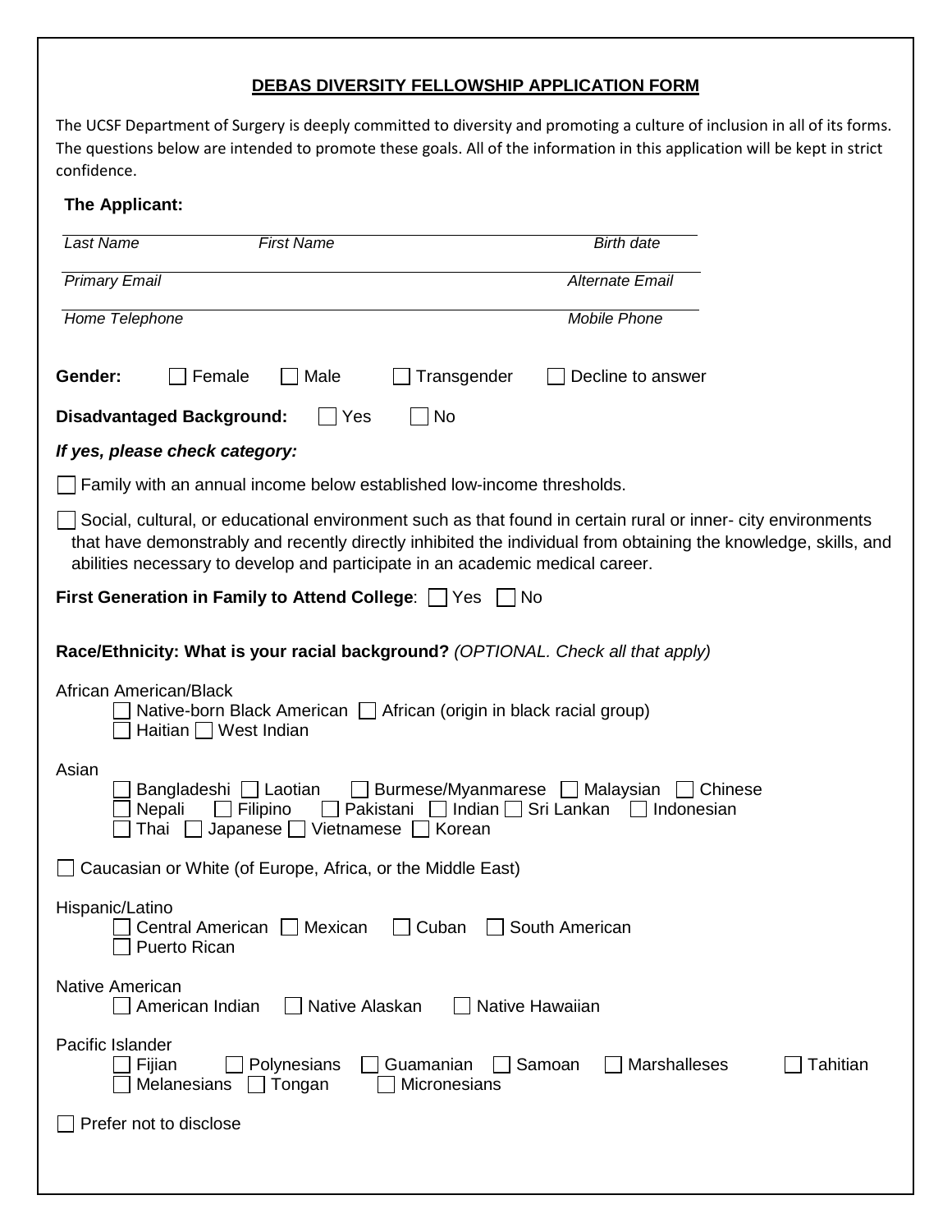## DEBAS DIVERSITY FELLOWSHIP APPLICATION FORM

The UCSF Department of Surgery is deeply committed to diversity and promoting a culture of inclusion in all of its forms. The questions below are intended to promote these goals. All of the information in this application will be kept in strict confidence.

**The Applicant:**

*Last Name* *First Name* *Birth date*

*Primary Email* *Alternate Email*

*Home Telephone* *Mobile Phone*

**Gender:** ☐ Female ☐ Male ☐ Transgender ☐ Decline to answer

**Disadvantaged Background:** ☐ Yes ☐ No

***If yes, please check category:***

☐ Family with an annual income below established low-income thresholds.

☐ Social, cultural, or educational environment such as that found in certain rural or inner- city environments that have demonstrably and recently directly inhibited the individual from obtaining the knowledge, skills, and abilities necessary to develop and participate in an academic medical career.

**First Generation in Family to Attend College**: ☐ Yes ☐ No

**Race/Ethnicity: What is your racial background?** *(OPTIONAL. Check all that apply)*

African American/Black
- ☐ Native-born Black American ☐ African (origin in black racial group)
- ☐ Haitian ☐ West Indian

Asian
- ☐ Bangladeshi ☐ Laotian ☐ Burmese/Myanmarese ☐ Malaysian ☐ Chinese
- ☐ Nepali ☐ Filipino ☐ Pakistani ☐ Indian ☐ Sri Lankan ☐ Indonesian
- ☐ Thai ☐ Japanese ☐ Vietnamese ☐ Korean

☐ Caucasian or White (of Europe, Africa, or the Middle East)

Hispanic/Latino
- ☐ Central American ☐ Mexican ☐ Cuban ☐ South American
- ☐ Puerto Rican

Native American
- ☐ American Indian ☐ Native Alaskan ☐ Native Hawaiian

Pacific Islander
- ☐ Fijian ☐ Polynesians ☐ Guamanian ☐ Samoan ☐ Marshalleses ☐ Tahitian
- ☐ Melanesians ☐ Tongan ☐ Micronesians

☐ Prefer not to disclose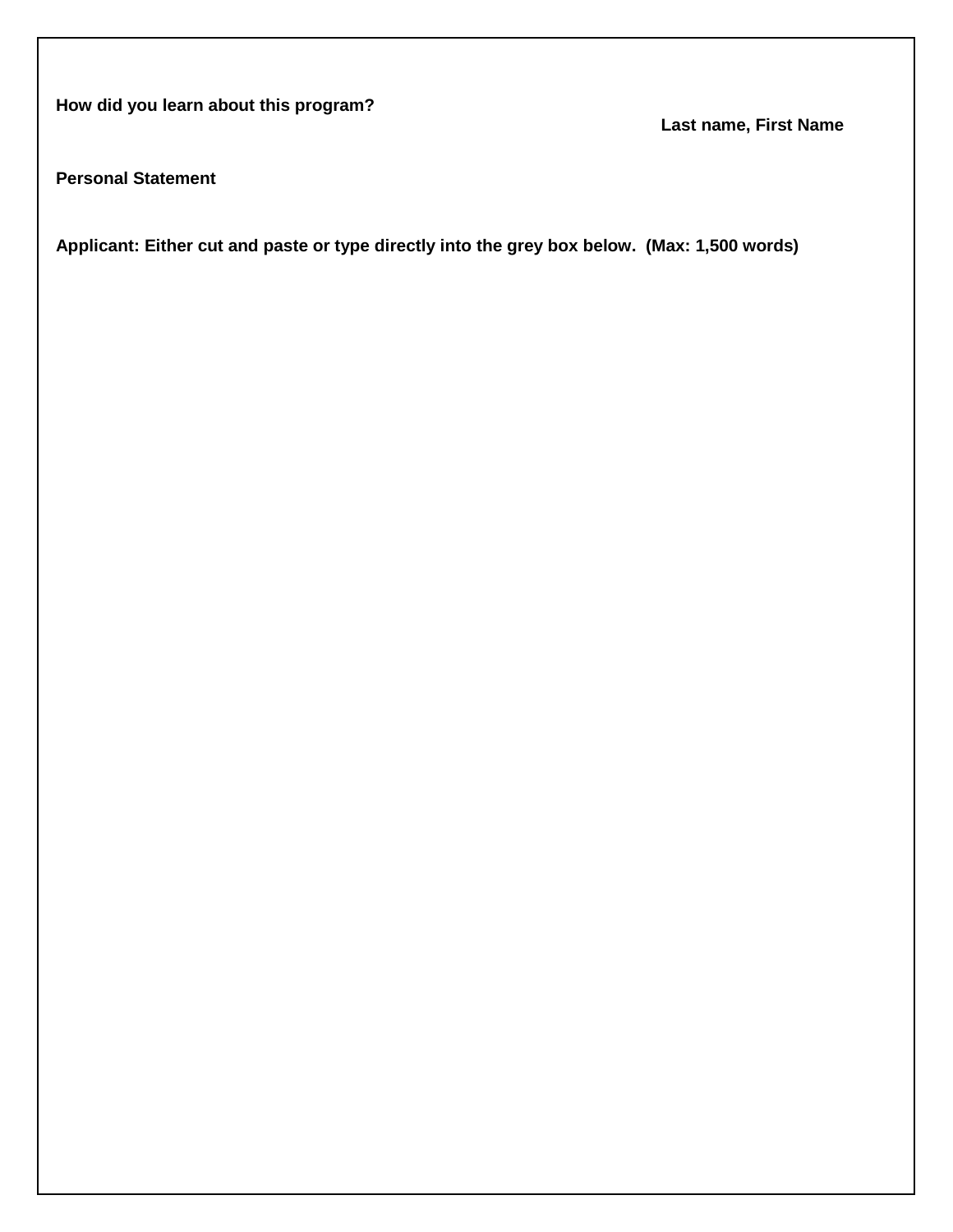**How did you learn about this program?**

**Last name, First Name**

**Personal Statement**

**Applicant: Either cut and paste or type directly into the grey box below. (Max: 1,500 words)**